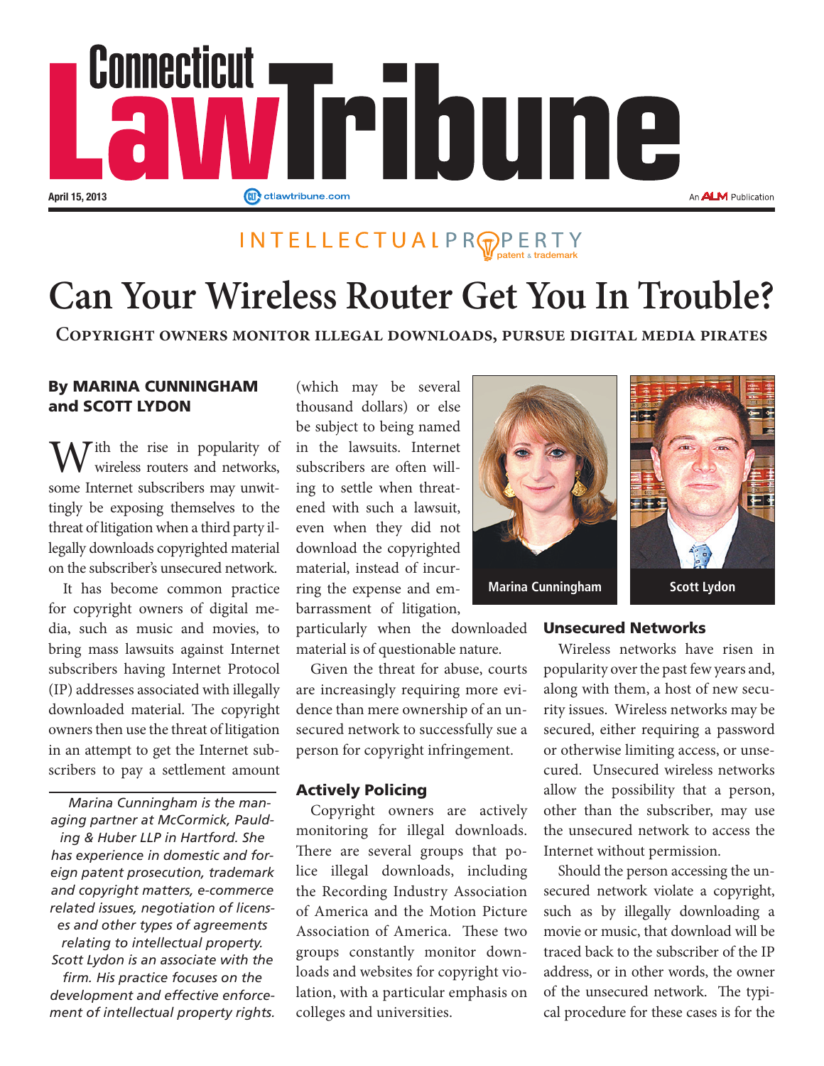Connecticut Law Tribune

April 15, 2013

INTELLECTUAL PROPERTY patent & trademark

# Can Your Wireless Router Get You In Trouble?

## Copyright owners monitor illegal downloads, pursue digital media pirates

**By MARINA CUNNINGHAM and SCOTT LYDON**

With the rise in popularity of wireless routers and networks, some Internet subscribers may unwittingly be exposing themselves to the threat of litigation when a third party illegally downloads copyrighted material on the subscriber's unsecured network.

It has become common practice for copyright owners of digital media, such as music and movies, to bring mass lawsuits against Internet subscribers having Internet Protocol (IP) addresses associated with illegally downloaded material. The copyright owners then use the threat of litigation in an attempt to get the Internet subscribers to pay a settlement amount (which may be several thousand dollars) or else be subject to being named in the lawsuits. Internet subscribers are often willing to settle when threatened with such a lawsuit, even when they did not download the copyrighted material, instead of incurring the expense and embarrassment of litigation, particularly when the downloaded material is of questionable nature.

*Marina Cunningham is the managing partner at McCormick, Paulding & Huber LLP in Hartford. She has experience in domestic and foreign patent prosecution, trademark and copyright matters, e-commerce related issues, negotiation of licenses and other types of agreements relating to intellectual property. Scott Lydon is an associate with the firm. His practice focuses on the development and effective enforcement of intellectual property rights.*

Given the threat for abuse, courts are increasingly requiring more evidence than mere ownership of an unsecured network to successfully sue a person for copyright infringement.

### Actively Policing

Copyright owners are actively monitoring for illegal downloads. There are several groups that police illegal downloads, including the Recording Industry Association of America and the Motion Picture Association of America. These two groups constantly monitor downloads and websites for copyright violation, with a particular emphasis on colleges and universities.

Marina Cunningham

Scott Lydon

### Unsecured Networks

Wireless networks have risen in popularity over the past few years and, along with them, a host of new security issues. Wireless networks may be secured, either requiring a password or otherwise limiting access, or unsecured. Unsecured wireless networks allow the possibility that a person, other than the subscriber, may use the unsecured network to access the Internet without permission.

Should the person accessing the unsecured network violate a copyright, such as by illegally downloading a movie or music, that download will be traced back to the subscriber of the IP address, or in other words, the owner of the unsecured network. The typical procedure for these cases is for the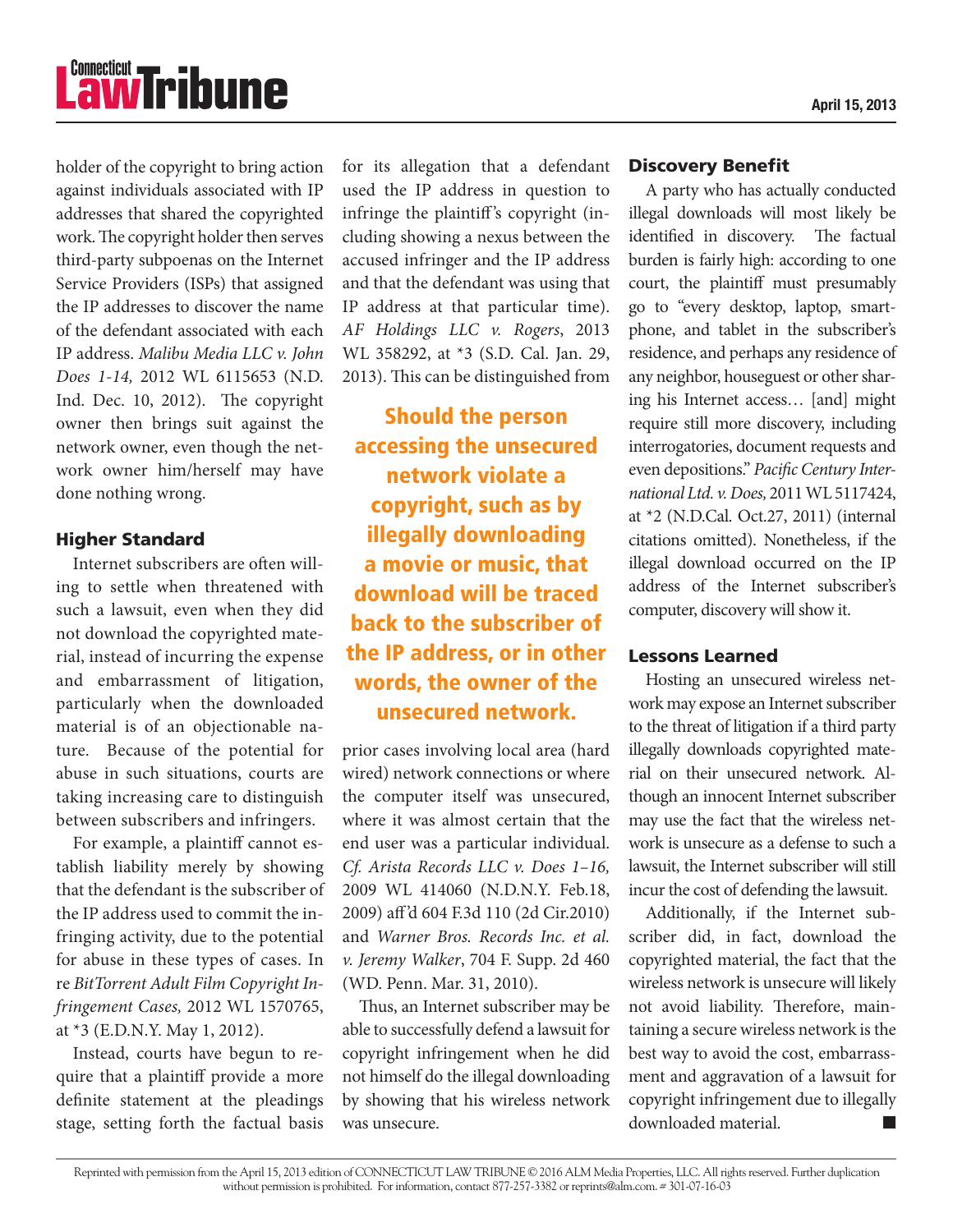holder of the copyright to bring action against individuals associated with IP addresses that shared the copyrighted work. The copyright holder then serves third-party subpoenas on the Internet Service Providers (ISPs) that assigned the IP addresses to discover the name of the defendant associated with each IP address. *Malibu Media LLC v. John Does 1-14,* 2012 WL 6115653 (N.D. Ind. Dec. 10, 2012). The copyright owner then brings suit against the network owner, even though the network owner him/herself may have done nothing wrong.

## Higher Standard

Internet subscribers are often willing to settle when threatened with such a lawsuit, even when they did not download the copyrighted material, instead of incurring the expense and embarrassment of litigation, particularly when the downloaded material is of an objectionable nature. Because of the potential for abuse in such situations, courts are taking increasing care to distinguish between subscribers and infringers.

For example, a plaintiff cannot establish liability merely by showing that the defendant is the subscriber of the IP address used to commit the infringing activity, due to the potential for abuse in these types of cases. In re *BitTorrent Adult Film Copyright Infringement Cases,* 2012 WL 1570765, at *3 (E.D.N.Y. May 1, 2012).

Instead, courts have begun to require that a plaintiff provide a more definite statement at the pleadings stage, setting forth the factual basis for its allegation that a defendant used the IP address in question to infringe the plaintiff's copyright (including showing a nexus between the accused infringer and the IP address and that the defendant was using that IP address at that particular time). *AF Holdings LLC v. Rogers*, 2013 WL 358292, at *3 (S.D. Cal. Jan. 29, 2013). This can be distinguished from prior cases involving local area (hard wired) network connections or where the computer itself was unsecured, where it was almost certain that the end user was a particular individual. *Cf. Arista Records LLC v. Does 1–16,* 2009 WL 414060 (N.D.N.Y. Feb.18, 2009) aff'd 604 F.3d 110 (2d Cir.2010) and *Warner Bros. Records Inc. et al. v. Jeremy Walker*, 704 F. Supp. 2d 460 (WD. Penn. Mar. 31, 2010).

**Should the person accessing the unsecured network violate a copyright, such as by illegally downloading a movie or music, that download will be traced back to the subscriber of the IP address, or in other words, the owner of the unsecured network.**

Thus, an Internet subscriber may be able to successfully defend a lawsuit for copyright infringement when he did not himself do the illegal downloading by showing that his wireless network was unsecure.

## Discovery Benefit

A party who has actually conducted illegal downloads will most likely be identified in discovery. The factual burden is fairly high: according to one court, the plaintiff must presumably go to "every desktop, laptop, smartphone, and tablet in the subscriber's residence, and perhaps any residence of any neighbor, houseguest or other sharing his Internet access… [and] might require still more discovery, including interrogatories, document requests and even depositions." *Pacific Century International Ltd. v. Does,* 2011 WL 5117424, at *2 (N.D.Cal. Oct.27, 2011) (internal citations omitted). Nonetheless, if the illegal download occurred on the IP address of the Internet subscriber's computer, discovery will show it.

## Lessons Learned

Hosting an unsecured wireless network may expose an Internet subscriber to the threat of litigation if a third party illegally downloads copyrighted material on their unsecured network. Although an innocent Internet subscriber may use the fact that the wireless network is unsecure as a defense to such a lawsuit, the Internet subscriber will still incur the cost of defending the lawsuit.

Additionally, if the Internet subscriber did, in fact, download the copyrighted material, the fact that the wireless network is unsecure will likely not avoid liability. Therefore, maintaining a secure wireless network is the best way to avoid the cost, embarrassment and aggravation of a lawsuit for copyright infringement due to illegally downloaded material. ■

Reprinted with permission from the April 15, 2013 edition of CONNECTICUT LAW TRIBUNE © 2016 ALM Media Properties, LLC. All rights reserved. Further duplication without permission is prohibited. For information, contact 877-257-3382 or reprints@alm.com. # 301-07-16-03